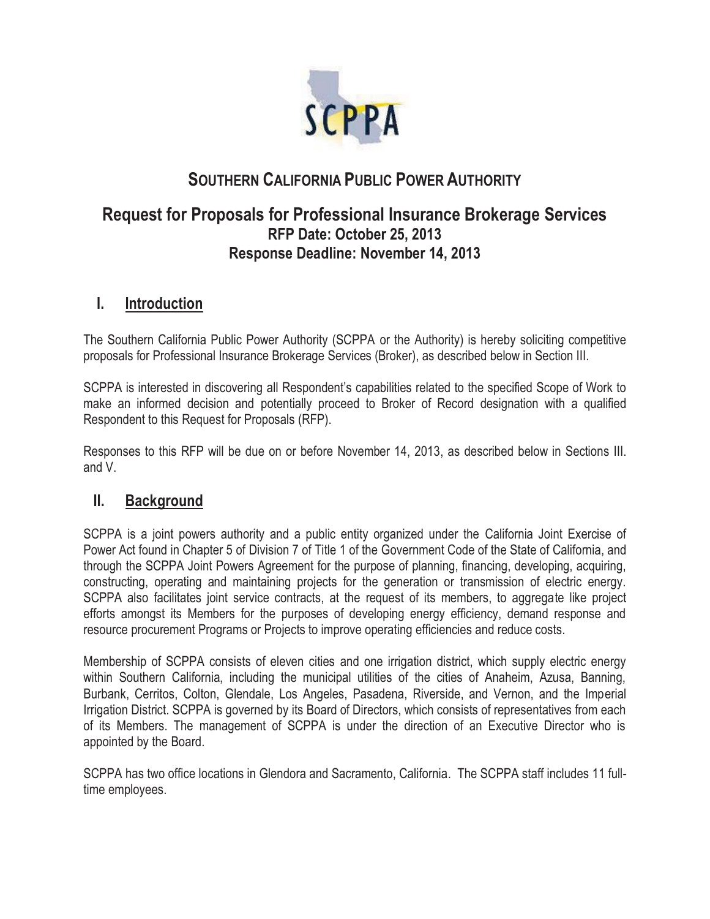# SOUTHERN CALIFORNIA PUBLIC POWER AUTHORITY

## Request for Proposals for Professional Insurance Brokerage Services

**RFP Date: October 25, 2013**
**Response Deadline: November 14, 2013**

## I. Introduction

The Southern California Public Power Authority (SCPPA or the Authority) is hereby soliciting competitive proposals for Professional Insurance Brokerage Services (Broker), as described below in Section III.

SCPPA is interested in discovering all Respondent's capabilities related to the specified Scope of Work to make an informed decision and potentially proceed to Broker of Record designation with a qualified Respondent to this Request for Proposals (RFP).

Responses to this RFP will be due on or before November 14, 2013, as described below in Sections III. and V.

## II. Background

SCPPA is a joint powers authority and a public entity organized under the California Joint Exercise of Power Act found in Chapter 5 of Division 7 of Title 1 of the Government Code of the State of California, and through the SCPPA Joint Powers Agreement for the purpose of planning, financing, developing, acquiring, constructing, operating and maintaining projects for the generation or transmission of electric energy. SCPPA also facilitates joint service contracts, at the request of its members, to aggregate like project efforts amongst its Members for the purposes of developing energy efficiency, demand response and resource procurement Programs or Projects to improve operating efficiencies and reduce costs.

Membership of SCPPA consists of eleven cities and one irrigation district, which supply electric energy within Southern California, including the municipal utilities of the cities of Anaheim, Azusa, Banning, Burbank, Cerritos, Colton, Glendale, Los Angeles, Pasadena, Riverside, and Vernon, and the Imperial Irrigation District. SCPPA is governed by its Board of Directors, which consists of representatives from each of its Members. The management of SCPPA is under the direction of an Executive Director who is appointed by the Board.

SCPPA has two office locations in Glendora and Sacramento, California. The SCPPA staff includes 11 full-time employees.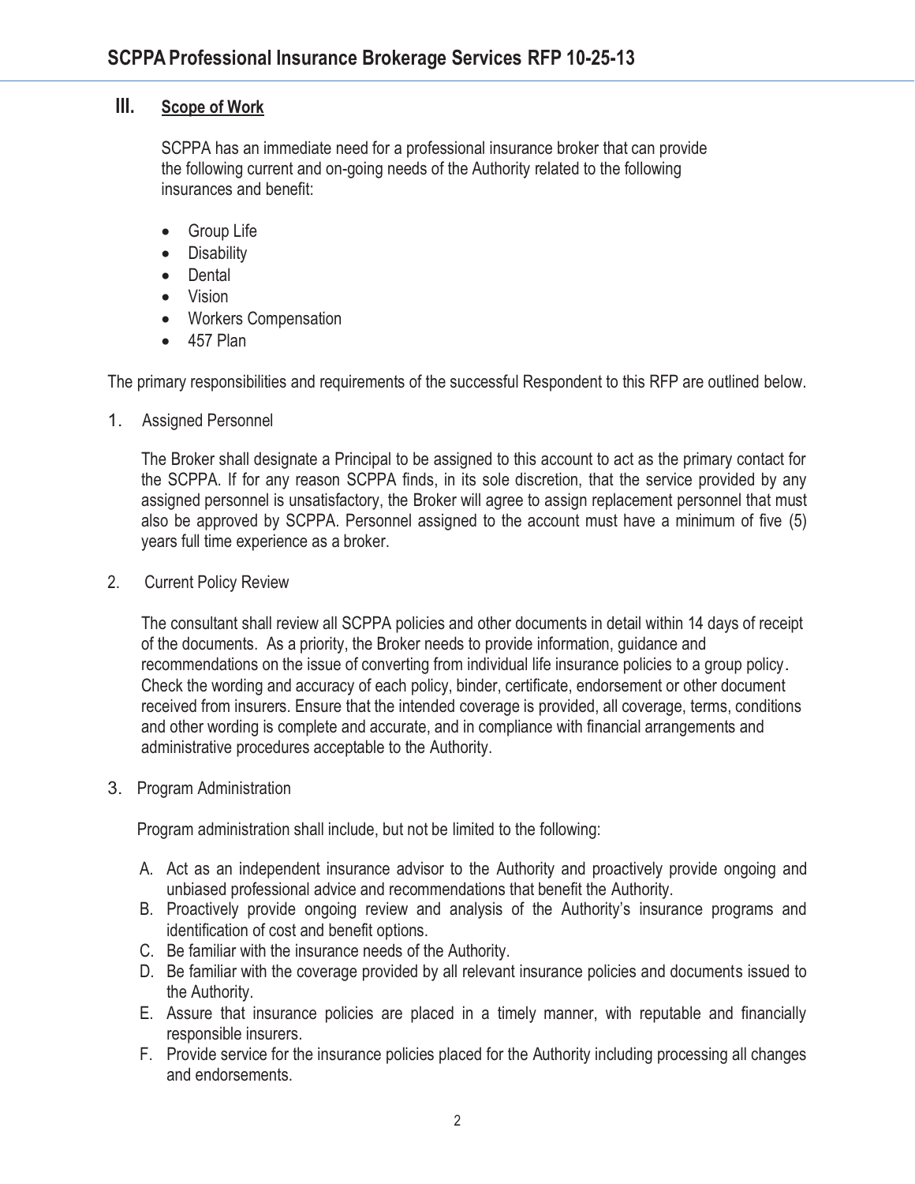## III. Scope of Work

SCPPA has an immediate need for a professional insurance broker that can provide the following current and on-going needs of the Authority related to the following insurances and benefit:

- Group Life
- Disability
- Dental
- Vision
- Workers Compensation
- 457 Plan

The primary responsibilities and requirements of the successful Respondent to this RFP are outlined below.

1. Assigned Personnel

   The Broker shall designate a Principal to be assigned to this account to act as the primary contact for the SCPPA. If for any reason SCPPA finds, in its sole discretion, that the service provided by any assigned personnel is unsatisfactory, the Broker will agree to assign replacement personnel that must also be approved by SCPPA. Personnel assigned to the account must have a minimum of five (5) years full time experience as a broker.

2. Current Policy Review

   The consultant shall review all SCPPA policies and other documents in detail within 14 days of receipt of the documents. As a priority, the Broker needs to provide information, guidance and recommendations on the issue of converting from individual life insurance policies to a group policy. Check the wording and accuracy of each policy, binder, certificate, endorsement or other document received from insurers. Ensure that the intended coverage is provided, all coverage, terms, conditions and other wording is complete and accurate, and in compliance with financial arrangements and administrative procedures acceptable to the Authority.

3. Program Administration

   Program administration shall include, but not be limited to the following:

   A. Act as an independent insurance advisor to the Authority and proactively provide ongoing and unbiased professional advice and recommendations that benefit the Authority.
   B. Proactively provide ongoing review and analysis of the Authority's insurance programs and identification of cost and benefit options.
   C. Be familiar with the insurance needs of the Authority.
   D. Be familiar with the coverage provided by all relevant insurance policies and documents issued to the Authority.
   E. Assure that insurance policies are placed in a timely manner, with reputable and financially responsible insurers.
   F. Provide service for the insurance policies placed for the Authority including processing all changes and endorsements.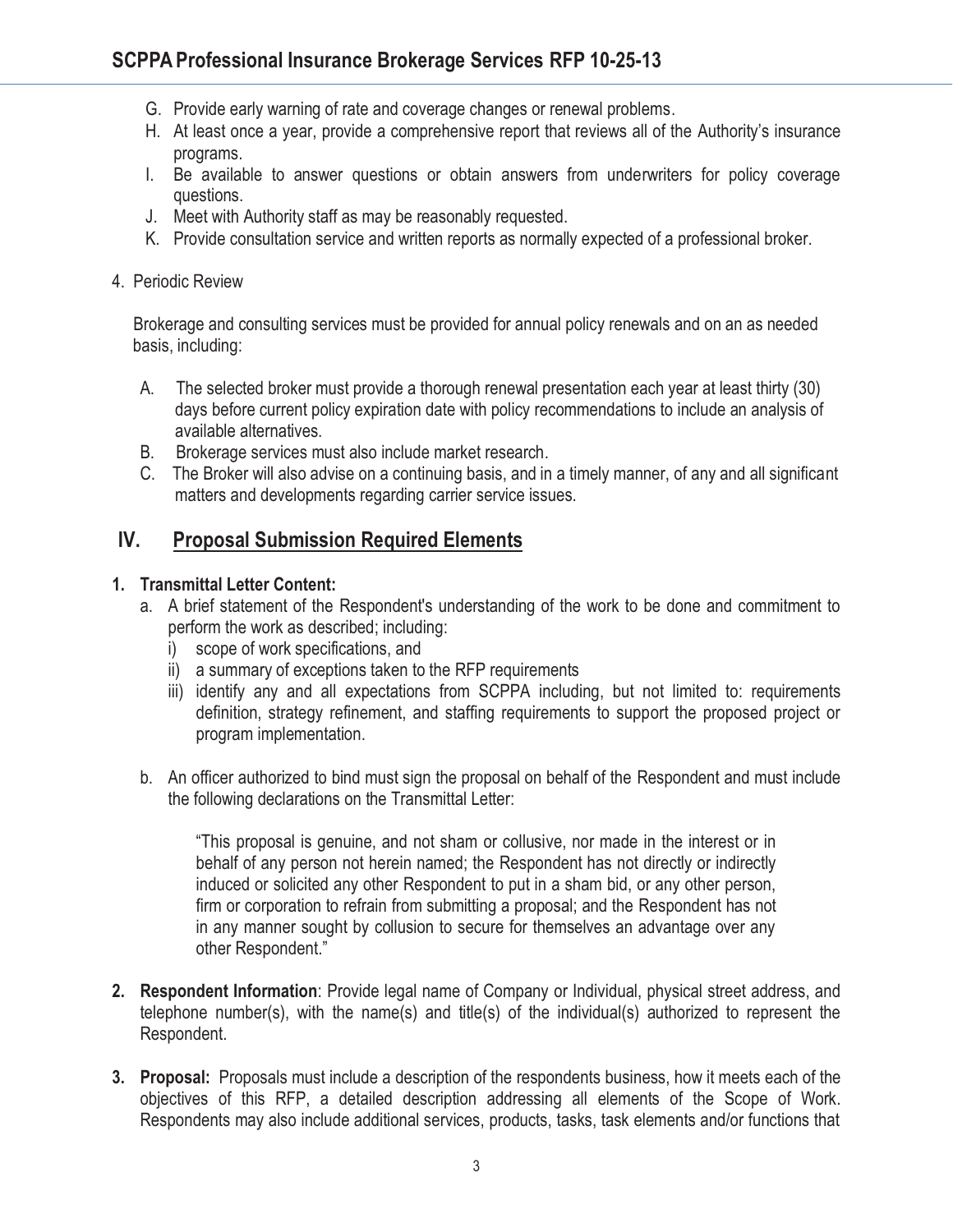G. Provide early warning of rate and coverage changes or renewal problems.
H. At least once a year, provide a comprehensive report that reviews all of the Authority's insurance programs.
I. Be available to answer questions or obtain answers from underwriters for policy coverage questions.
J. Meet with Authority staff as may be reasonably requested.
K. Provide consultation service and written reports as normally expected of a professional broker.

4. Periodic Review

Brokerage and consulting services must be provided for annual policy renewals and on an as needed basis, including:

A. The selected broker must provide a thorough renewal presentation each year at least thirty (30) days before current policy expiration date with policy recommendations to include an analysis of available alternatives.
B. Brokerage services must also include market research.
C. The Broker will also advise on a continuing basis, and in a timely manner, of any and all significant matters and developments regarding carrier service issues.

## IV. Proposal Submission Required Elements

**1. Transmittal Letter Content:**

a. A brief statement of the Respondent's understanding of the work to be done and commitment to perform the work as described; including:
   i) scope of work specifications, and
   ii) a summary of exceptions taken to the RFP requirements
   iii) identify any and all expectations from SCPPA including, but not limited to: requirements definition, strategy refinement, and staffing requirements to support the proposed project or program implementation.

b. An officer authorized to bind must sign the proposal on behalf of the Respondent and must include the following declarations on the Transmittal Letter:

> "This proposal is genuine, and not sham or collusive, nor made in the interest or in behalf of any person not herein named; the Respondent has not directly or indirectly induced or solicited any other Respondent to put in a sham bid, or any other person, firm or corporation to refrain from submitting a proposal; and the Respondent has not in any manner sought by collusion to secure for themselves an advantage over any other Respondent."

**2. Respondent Information**: Provide legal name of Company or Individual, physical street address, and telephone number(s), with the name(s) and title(s) of the individual(s) authorized to represent the Respondent.

**3. Proposal:** Proposals must include a description of the respondents business, how it meets each of the objectives of this RFP, a detailed description addressing all elements of the Scope of Work. Respondents may also include additional services, products, tasks, task elements and/or functions that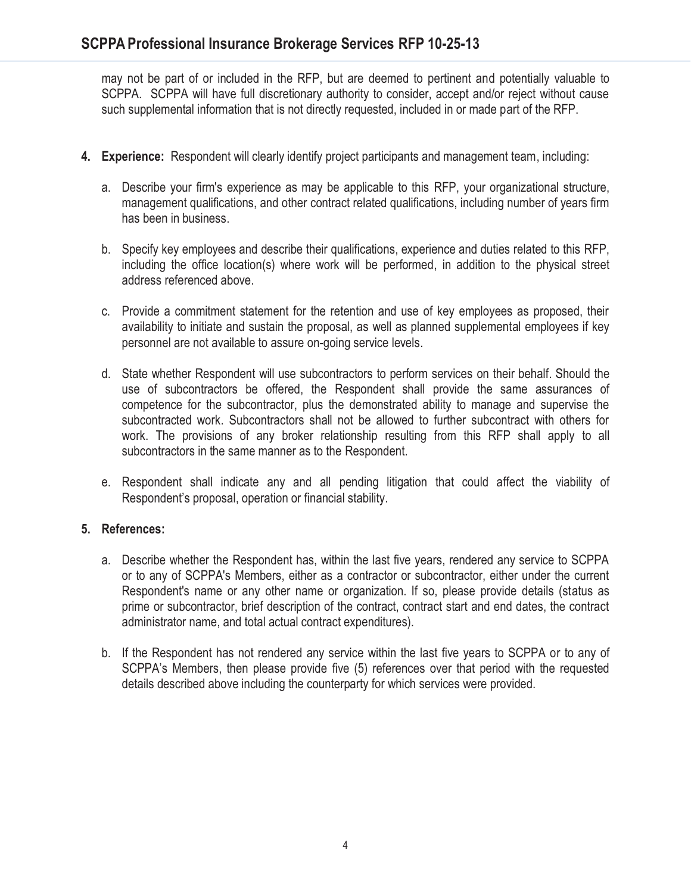may not be part of or included in the RFP, but are deemed to pertinent and potentially valuable to SCPPA. SCPPA will have full discretionary authority to consider, accept and/or reject without cause such supplemental information that is not directly requested, included in or made part of the RFP.

4. **Experience:** Respondent will clearly identify project participants and management team, including:

   a. Describe your firm's experience as may be applicable to this RFP, your organizational structure, management qualifications, and other contract related qualifications, including number of years firm has been in business.

   b. Specify key employees and describe their qualifications, experience and duties related to this RFP, including the office location(s) where work will be performed, in addition to the physical street address referenced above.

   c. Provide a commitment statement for the retention and use of key employees as proposed, their availability to initiate and sustain the proposal, as well as planned supplemental employees if key personnel are not available to assure on-going service levels.

   d. State whether Respondent will use subcontractors to perform services on their behalf. Should the use of subcontractors be offered, the Respondent shall provide the same assurances of competence for the subcontractor, plus the demonstrated ability to manage and supervise the subcontracted work. Subcontractors shall not be allowed to further subcontract with others for work. The provisions of any broker relationship resulting from this RFP shall apply to all subcontractors in the same manner as to the Respondent.

   e. Respondent shall indicate any and all pending litigation that could affect the viability of Respondent's proposal, operation or financial stability.

5. **References:**

   a. Describe whether the Respondent has, within the last five years, rendered any service to SCPPA or to any of SCPPA's Members, either as a contractor or subcontractor, either under the current Respondent's name or any other name or organization. If so, please provide details (status as prime or subcontractor, brief description of the contract, contract start and end dates, the contract administrator name, and total actual contract expenditures).

   b. If the Respondent has not rendered any service within the last five years to SCPPA or to any of SCPPA's Members, then please provide five (5) references over that period with the requested details described above including the counterparty for which services were provided.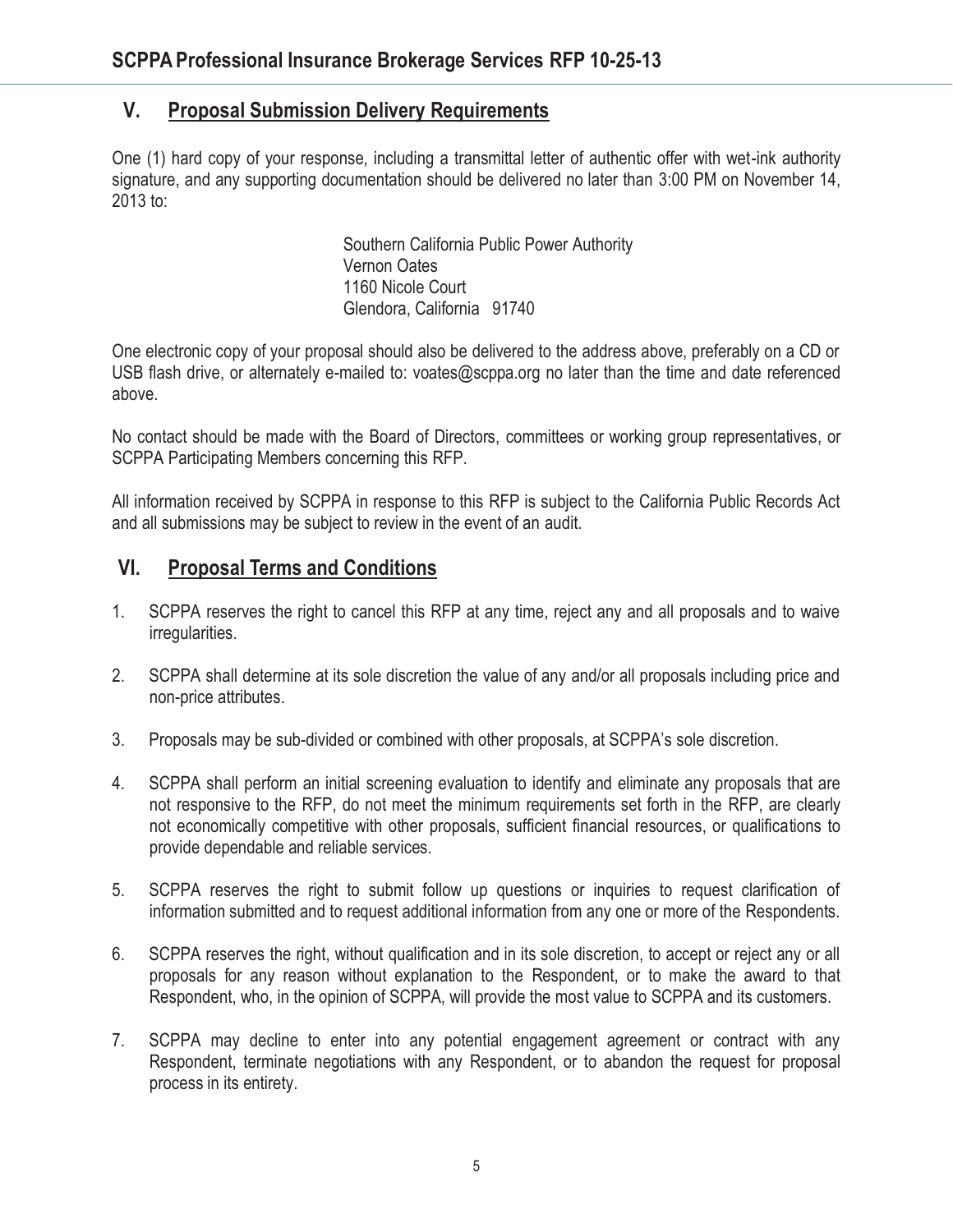## V. Proposal Submission Delivery Requirements

One (1) hard copy of your response, including a transmittal letter of authentic offer with wet-ink authority signature, and any supporting documentation should be delivered no later than 3:00 PM on November 14, 2013 to:

Southern California Public Power Authority
Vernon Oates
1160 Nicole Court
Glendora, California 91740

One electronic copy of your proposal should also be delivered to the address above, preferably on a CD or USB flash drive, or alternately e-mailed to: voates@scppa.org no later than the time and date referenced above.

No contact should be made with the Board of Directors, committees or working group representatives, or SCPPA Participating Members concerning this RFP.

All information received by SCPPA in response to this RFP is subject to the California Public Records Act and all submissions may be subject to review in the event of an audit.

## VI. Proposal Terms and Conditions

1. SCPPA reserves the right to cancel this RFP at any time, reject any and all proposals and to waive irregularities.

2. SCPPA shall determine at its sole discretion the value of any and/or all proposals including price and non-price attributes.

3. Proposals may be sub-divided or combined with other proposals, at SCPPA's sole discretion.

4. SCPPA shall perform an initial screening evaluation to identify and eliminate any proposals that are not responsive to the RFP, do not meet the minimum requirements set forth in the RFP, are clearly not economically competitive with other proposals, sufficient financial resources, or qualifications to provide dependable and reliable services.

5. SCPPA reserves the right to submit follow up questions or inquiries to request clarification of information submitted and to request additional information from any one or more of the Respondents.

6. SCPPA reserves the right, without qualification and in its sole discretion, to accept or reject any or all proposals for any reason without explanation to the Respondent, or to make the award to that Respondent, who, in the opinion of SCPPA, will provide the most value to SCPPA and its customers.

7. SCPPA may decline to enter into any potential engagement agreement or contract with any Respondent, terminate negotiations with any Respondent, or to abandon the request for proposal process in its entirety.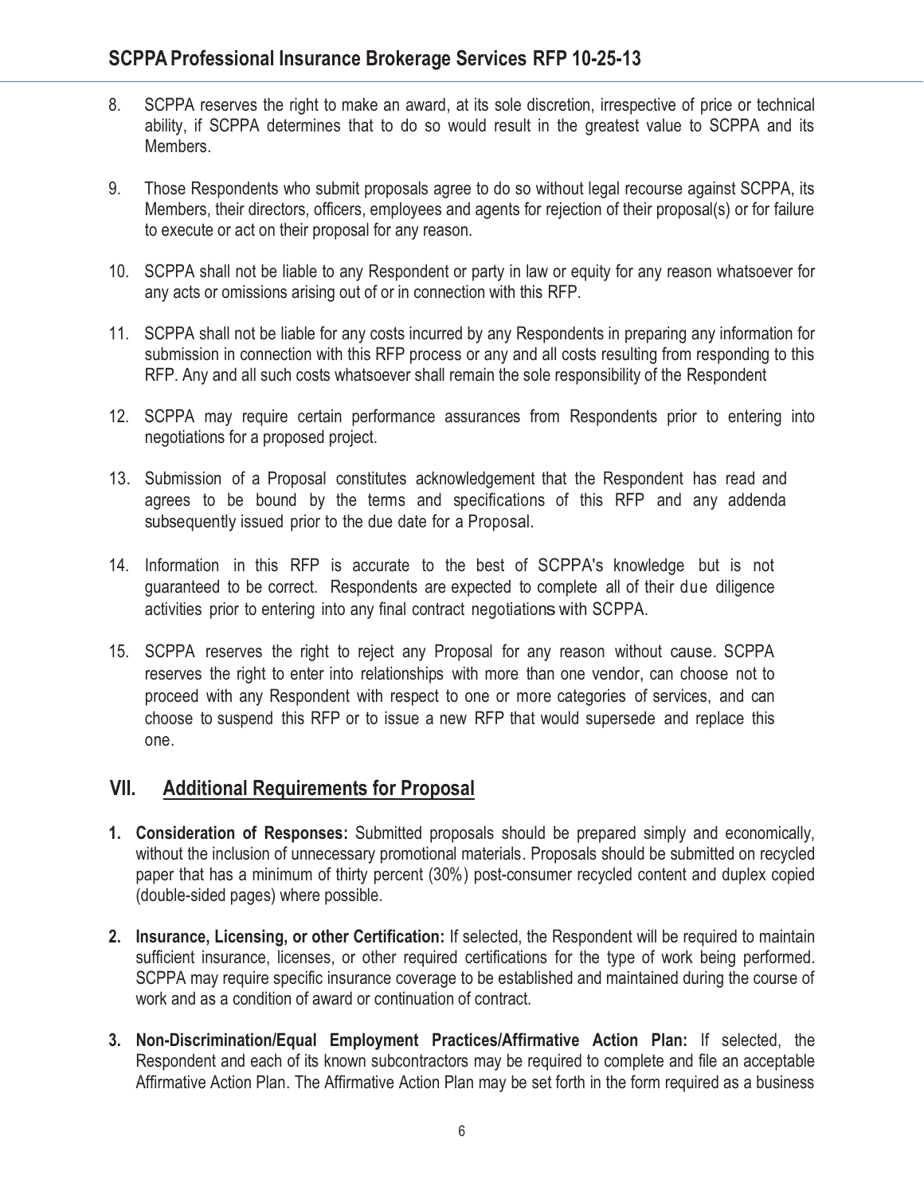8. SCPPA reserves the right to make an award, at its sole discretion, irrespective of price or technical ability, if SCPPA determines that to do so would result in the greatest value to SCPPA and its Members.

9. Those Respondents who submit proposals agree to do so without legal recourse against SCPPA, its Members, their directors, officers, employees and agents for rejection of their proposal(s) or for failure to execute or act on their proposal for any reason.

10. SCPPA shall not be liable to any Respondent or party in law or equity for any reason whatsoever for any acts or omissions arising out of or in connection with this RFP.

11. SCPPA shall not be liable for any costs incurred by any Respondents in preparing any information for submission in connection with this RFP process or any and all costs resulting from responding to this RFP. Any and all such costs whatsoever shall remain the sole responsibility of the Respondent

12. SCPPA may require certain performance assurances from Respondents prior to entering into negotiations for a proposed project.

13. Submission of a Proposal constitutes acknowledgement that the Respondent has read and agrees to be bound by the terms and specifications of this RFP and any addenda subsequently issued prior to the due date for a Proposal.

14. Information in this RFP is accurate to the best of SCPPA's knowledge but is not guaranteed to be correct. Respondents are expected to complete all of their due diligence activities prior to entering into any final contract negotiations with SCPPA.

15. SCPPA reserves the right to reject any Proposal for any reason without cause. SCPPA reserves the right to enter into relationships with more than one vendor, can choose not to proceed with any Respondent with respect to one or more categories of services, and can choose to suspend this RFP or to issue a new RFP that would supersede and replace this one.

## VII. Additional Requirements for Proposal

1. **Consideration of Responses:** Submitted proposals should be prepared simply and economically, without the inclusion of unnecessary promotional materials. Proposals should be submitted on recycled paper that has a minimum of thirty percent (30%) post-consumer recycled content and duplex copied (double-sided pages) where possible.

2. **Insurance, Licensing, or other Certification:** If selected, the Respondent will be required to maintain sufficient insurance, licenses, or other required certifications for the type of work being performed. SCPPA may require specific insurance coverage to be established and maintained during the course of work and as a condition of award or continuation of contract.

3. **Non-Discrimination/Equal Employment Practices/Affirmative Action Plan:** If selected, the Respondent and each of its known subcontractors may be required to complete and file an acceptable Affirmative Action Plan. The Affirmative Action Plan may be set forth in the form required as a business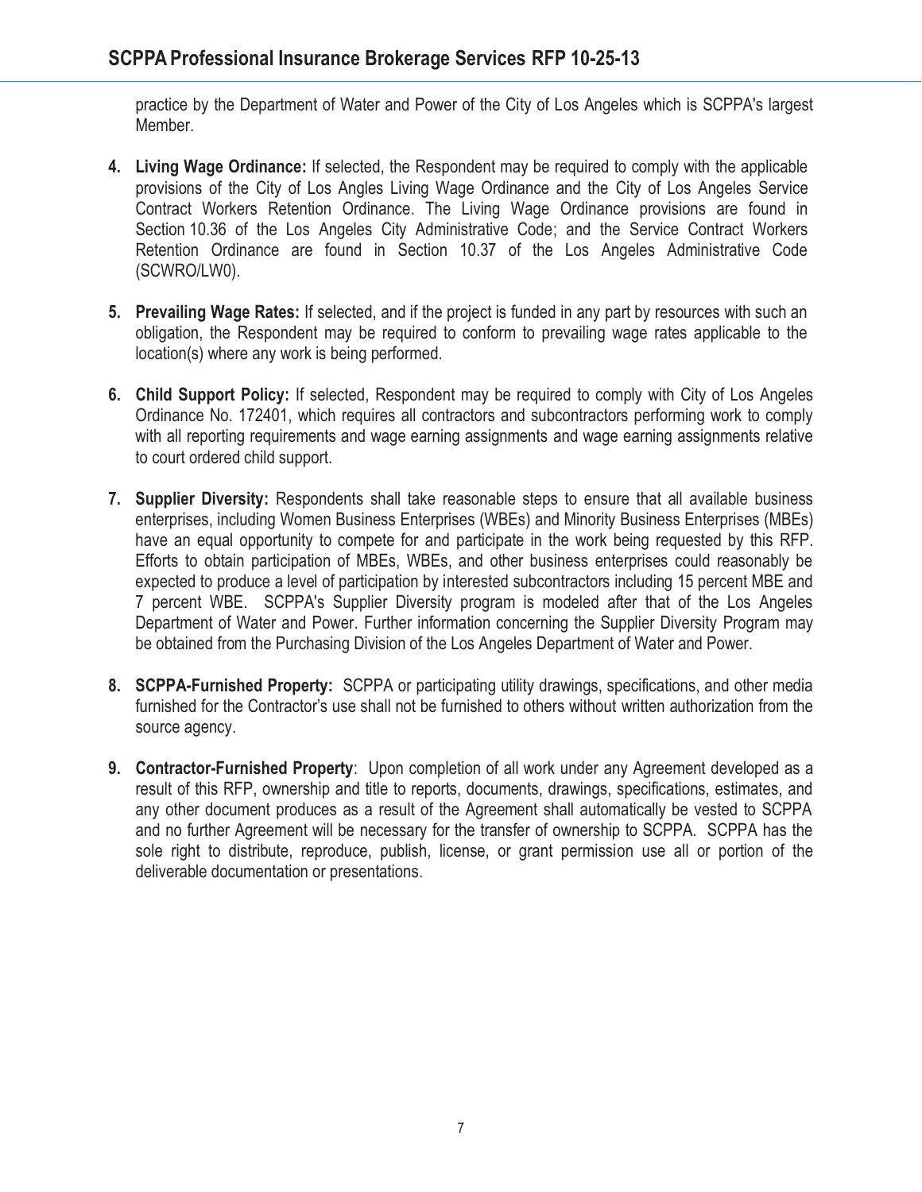practice by the Department of Water and Power of the City of Los Angeles which is SCPPA's largest Member.

4. **Living Wage Ordinance:** If selected, the Respondent may be required to comply with the applicable provisions of the City of Los Angles Living Wage Ordinance and the City of Los Angeles Service Contract Workers Retention Ordinance. The Living Wage Ordinance provisions are found in Section 10.36 of the Los Angeles City Administrative Code; and the Service Contract Workers Retention Ordinance are found in Section 10.37 of the Los Angeles Administrative Code (SCWRO/LW0).

5. **Prevailing Wage Rates:** If selected, and if the project is funded in any part by resources with such an obligation, the Respondent may be required to conform to prevailing wage rates applicable to the location(s) where any work is being performed.

6. **Child Support Policy:** If selected, Respondent may be required to comply with City of Los Angeles Ordinance No. 172401, which requires all contractors and subcontractors performing work to comply with all reporting requirements and wage earning assignments and wage earning assignments relative to court ordered child support.

7. **Supplier Diversity:** Respondents shall take reasonable steps to ensure that all available business enterprises, including Women Business Enterprises (WBEs) and Minority Business Enterprises (MBEs) have an equal opportunity to compete for and participate in the work being requested by this RFP. Efforts to obtain participation of MBEs, WBEs, and other business enterprises could reasonably be expected to produce a level of participation by interested subcontractors including 15 percent MBE and 7 percent WBE. SCPPA's Supplier Diversity program is modeled after that of the Los Angeles Department of Water and Power. Further information concerning the Supplier Diversity Program may be obtained from the Purchasing Division of the Los Angeles Department of Water and Power.

8. **SCPPA-Furnished Property:** SCPPA or participating utility drawings, specifications, and other media furnished for the Contractor's use shall not be furnished to others without written authorization from the source agency.

9. **Contractor-Furnished Property**: Upon completion of all work under any Agreement developed as a result of this RFP, ownership and title to reports, documents, drawings, specifications, estimates, and any other document produces as a result of the Agreement shall automatically be vested to SCPPA and no further Agreement will be necessary for the transfer of ownership to SCPPA. SCPPA has the sole right to distribute, reproduce, publish, license, or grant permission use all or portion of the deliverable documentation or presentations.